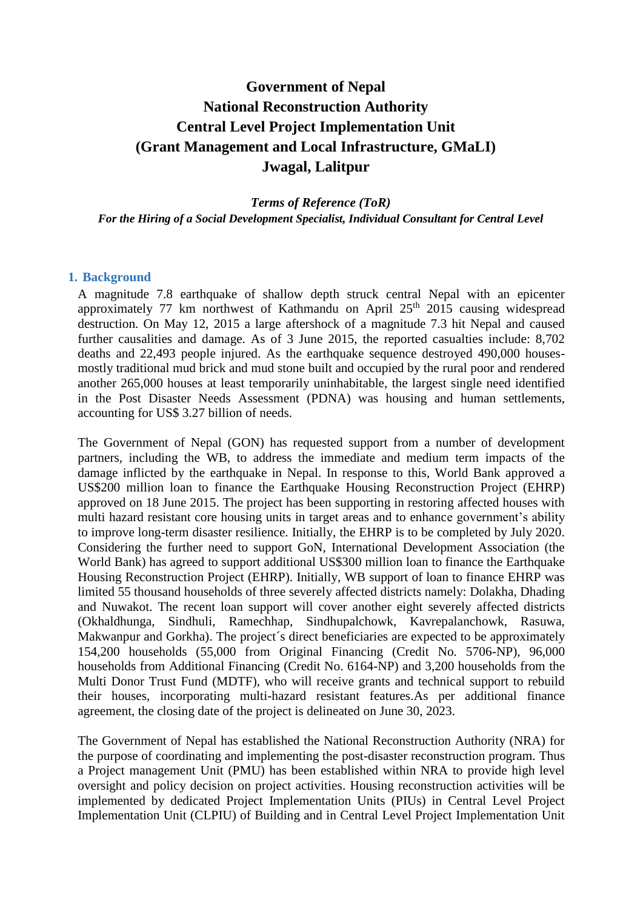# Government of Nepal
# National Reconstruction Authority
# Central Level Project Implementation Unit
# (Grant Management and Local Infrastructure, GMaLI)
# Jwagal, Lalitpur

***Terms of Reference (ToR)***

***For the Hiring of a Social Development Specialist, Individual Consultant for Central Level***

## 1. Background

A magnitude 7.8 earthquake of shallow depth struck central Nepal with an epicenter approximately 77 km northwest of Kathmandu on April 25th 2015 causing widespread destruction. On May 12, 2015 a large aftershock of a magnitude 7.3 hit Nepal and caused further causalities and damage. As of 3 June 2015, the reported casualties include: 8,702 deaths and 22,493 people injured. As the earthquake sequence destroyed 490,000 houses-mostly traditional mud brick and mud stone built and occupied by the rural poor and rendered another 265,000 houses at least temporarily uninhabitable, the largest single need identified in the Post Disaster Needs Assessment (PDNA) was housing and human settlements, accounting for US$ 3.27 billion of needs.

The Government of Nepal (GON) has requested support from a number of development partners, including the WB, to address the immediate and medium term impacts of the damage inflicted by the earthquake in Nepal. In response to this, World Bank approved a US$200 million loan to finance the Earthquake Housing Reconstruction Project (EHRP) approved on 18 June 2015. The project has been supporting in restoring affected houses with multi hazard resistant core housing units in target areas and to enhance government's ability to improve long-term disaster resilience. Initially, the EHRP is to be completed by July 2020. Considering the further need to support GoN, International Development Association (the World Bank) has agreed to support additional US$300 million loan to finance the Earthquake Housing Reconstruction Project (EHRP). Initially, WB support of loan to finance EHRP was limited 55 thousand households of three severely affected districts namely: Dolakha, Dhading and Nuwakot. The recent loan support will cover another eight severely affected districts (Okhaldhunga, Sindhuli, Ramechhap, Sindhupalchowk, Kavrepalanchowk, Rasuwa, Makwanpur and Gorkha). The project´s direct beneficiaries are expected to be approximately 154,200 households (55,000 from Original Financing (Credit No. 5706-NP), 96,000 households from Additional Financing (Credit No. 6164-NP) and 3,200 households from the Multi Donor Trust Fund (MDTF), who will receive grants and technical support to rebuild their houses, incorporating multi-hazard resistant features.As per additional finance agreement, the closing date of the project is delineated on June 30, 2023.

The Government of Nepal has established the National Reconstruction Authority (NRA) for the purpose of coordinating and implementing the post-disaster reconstruction program. Thus a Project management Unit (PMU) has been established within NRA to provide high level oversight and policy decision on project activities. Housing reconstruction activities will be implemented by dedicated Project Implementation Units (PIUs) in Central Level Project Implementation Unit (CLPIU) of Building and in Central Level Project Implementation Unit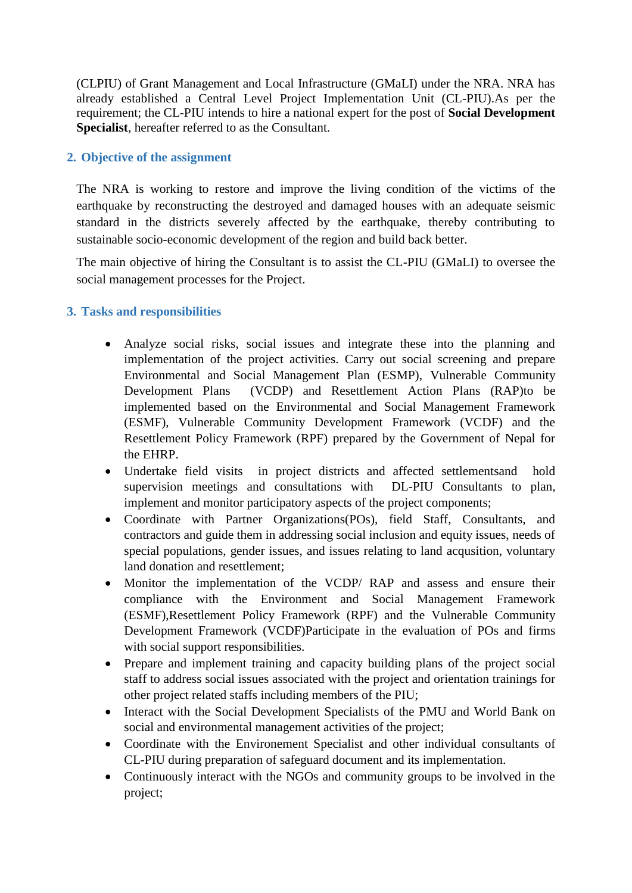(CLPIU) of Grant Management and Local Infrastructure (GMaLI) under the NRA. NRA has already established a Central Level Project Implementation Unit (CL-PIU).As per the requirement; the CL-PIU intends to hire a national expert for the post of **Social Development Specialist**, hereafter referred to as the Consultant.

## 2. Objective of the assignment

The NRA is working to restore and improve the living condition of the victims of the earthquake by reconstructing the destroyed and damaged houses with an adequate seismic standard in the districts severely affected by the earthquake, thereby contributing to sustainable socio-economic development of the region and build back better.

The main objective of hiring the Consultant is to assist the CL-PIU (GMaLI) to oversee the social management processes for the Project.

## 3. Tasks and responsibilities

- Analyze social risks, social issues and integrate these into the planning and implementation of the project activities. Carry out social screening and prepare Environmental and Social Management Plan (ESMP), Vulnerable Community Development Plans (VCDP) and Resettlement Action Plans (RAP)to be implemented based on the Environmental and Social Management Framework (ESMF), Vulnerable Community Development Framework (VCDF) and the Resettlement Policy Framework (RPF) prepared by the Government of Nepal for the EHRP.
- Undertake field visits in project districts and affected settlementsand hold supervision meetings and consultations with DL-PIU Consultants to plan, implement and monitor participatory aspects of the project components;
- Coordinate with Partner Organizations(POs), field Staff, Consultants, and contractors and guide them in addressing social inclusion and equity issues, needs of special populations, gender issues, and issues relating to land acqusition, voluntary land donation and resettlement;
- Monitor the implementation of the VCDP/ RAP and assess and ensure their compliance with the Environment and Social Management Framework (ESMF),Resettlement Policy Framework (RPF) and the Vulnerable Community Development Framework (VCDF)Participate in the evaluation of POs and firms with social support responsibilities.
- Prepare and implement training and capacity building plans of the project social staff to address social issues associated with the project and orientation trainings for other project related staffs including members of the PIU;
- Interact with the Social Development Specialists of the PMU and World Bank on social and environmental management activities of the project;
- Coordinate with the Environement Specialist and other individual consultants of CL-PIU during preparation of safeguard document and its implementation.
- Continuously interact with the NGOs and community groups to be involved in the project;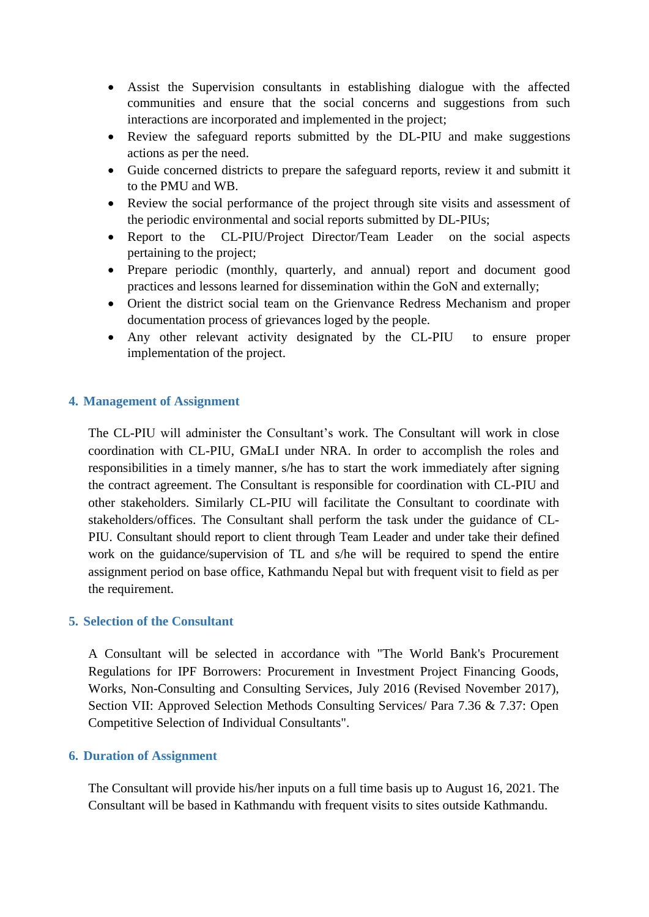- Assist the Supervision consultants in establishing dialogue with the affected communities and ensure that the social concerns and suggestions from such interactions are incorporated and implemented in the project;
- Review the safeguard reports submitted by the DL-PIU and make suggestions actions as per the need.
- Guide concerned districts to prepare the safeguard reports, review it and submitt it to the PMU and WB.
- Review the social performance of the project through site visits and assessment of the periodic environmental and social reports submitted by DL-PIUs;
- Report to the CL-PIU/Project Director/Team Leader on the social aspects pertaining to the project;
- Prepare periodic (monthly, quarterly, and annual) report and document good practices and lessons learned for dissemination within the GoN and externally;
- Orient the district social team on the Grienvance Redress Mechanism and proper documentation process of grievances loged by the people.
- Any other relevant activity designated by the CL-PIU to ensure proper implementation of the project.

## 4. Management of Assignment

The CL-PIU will administer the Consultant's work. The Consultant will work in close coordination with CL-PIU, GMaLI under NRA. In order to accomplish the roles and responsibilities in a timely manner, s/he has to start the work immediately after signing the contract agreement. The Consultant is responsible for coordination with CL-PIU and other stakeholders. Similarly CL-PIU will facilitate the Consultant to coordinate with stakeholders/offices. The Consultant shall perform the task under the guidance of CL-PIU. Consultant should report to client through Team Leader and under take their defined work on the guidance/supervision of TL and s/he will be required to spend the entire assignment period on base office, Kathmandu Nepal but with frequent visit to field as per the requirement.

## 5. Selection of the Consultant

A Consultant will be selected in accordance with "The World Bank's Procurement Regulations for IPF Borrowers: Procurement in Investment Project Financing Goods, Works, Non-Consulting and Consulting Services, July 2016 (Revised November 2017), Section VII: Approved Selection Methods Consulting Services/ Para 7.36 & 7.37: Open Competitive Selection of Individual Consultants".

## 6. Duration of Assignment

The Consultant will provide his/her inputs on a full time basis up to August 16, 2021. The Consultant will be based in Kathmandu with frequent visits to sites outside Kathmandu.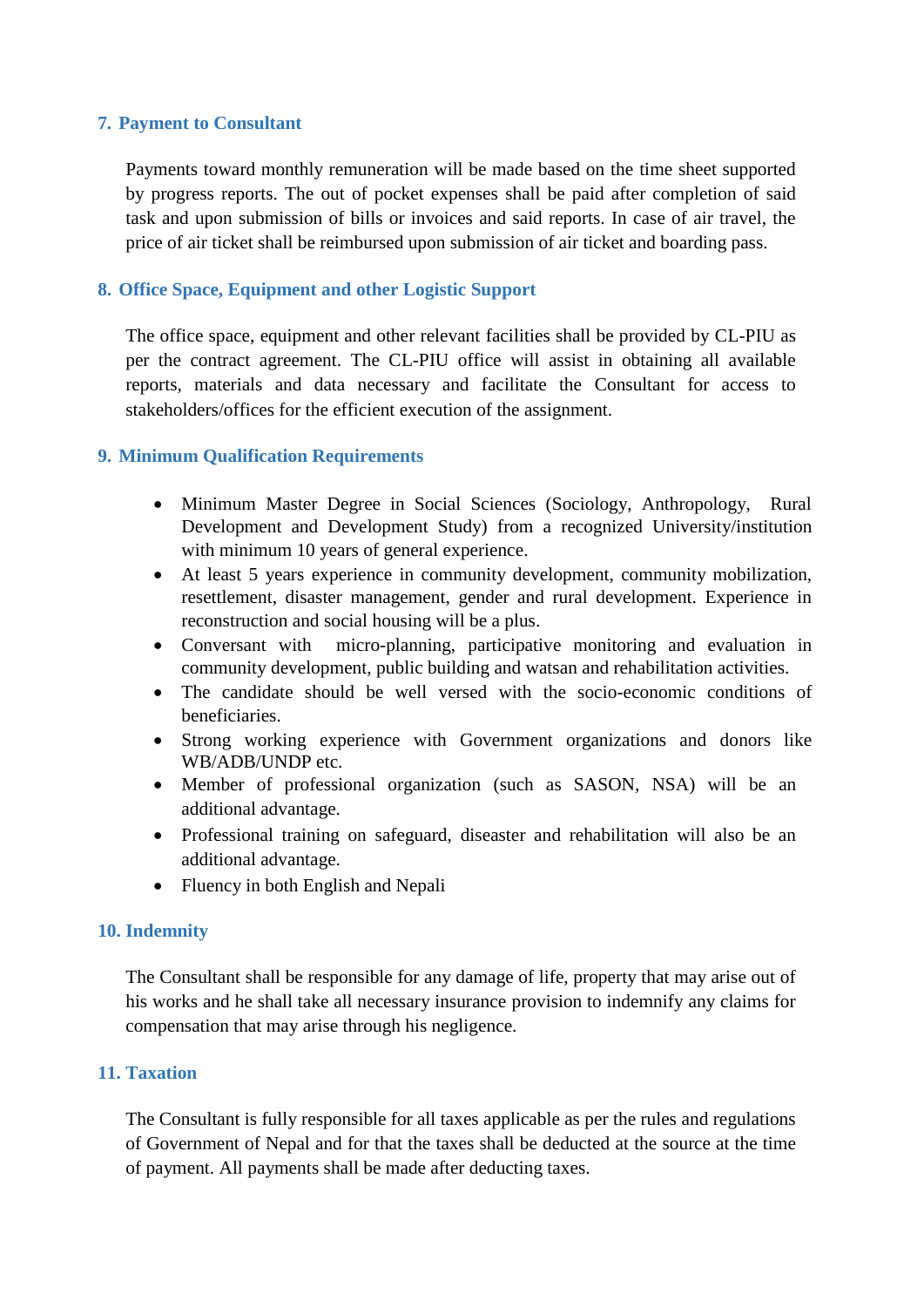## 7. Payment to Consultant

Payments toward monthly remuneration will be made based on the time sheet supported by progress reports. The out of pocket expenses shall be paid after completion of said task and upon submission of bills or invoices and said reports. In case of air travel, the price of air ticket shall be reimbursed upon submission of air ticket and boarding pass.

## 8. Office Space, Equipment and other Logistic Support

The office space, equipment and other relevant facilities shall be provided by CL-PIU as per the contract agreement. The CL-PIU office will assist in obtaining all available reports, materials and data necessary and facilitate the Consultant for access to stakeholders/offices for the efficient execution of the assignment.

## 9. Minimum Qualification Requirements

- Minimum Master Degree in Social Sciences (Sociology, Anthropology, Rural Development and Development Study) from a recognized University/institution with minimum 10 years of general experience.
- At least 5 years experience in community development, community mobilization, resettlement, disaster management, gender and rural development. Experience in reconstruction and social housing will be a plus.
- Conversant with micro-planning, participative monitoring and evaluation in community development, public building and watsan and rehabilitation activities.
- The candidate should be well versed with the socio-economic conditions of beneficiaries.
- Strong working experience with Government organizations and donors like WB/ADB/UNDP etc.
- Member of professional organization (such as SASON, NSA) will be an additional advantage.
- Professional training on safeguard, diseaster and rehabilitation will also be an additional advantage.
- Fluency in both English and Nepali

## 10. Indemnity

The Consultant shall be responsible for any damage of life, property that may arise out of his works and he shall take all necessary insurance provision to indemnify any claims for compensation that may arise through his negligence.

## 11. Taxation

The Consultant is fully responsible for all taxes applicable as per the rules and regulations of Government of Nepal and for that the taxes shall be deducted at the source at the time of payment. All payments shall be made after deducting taxes.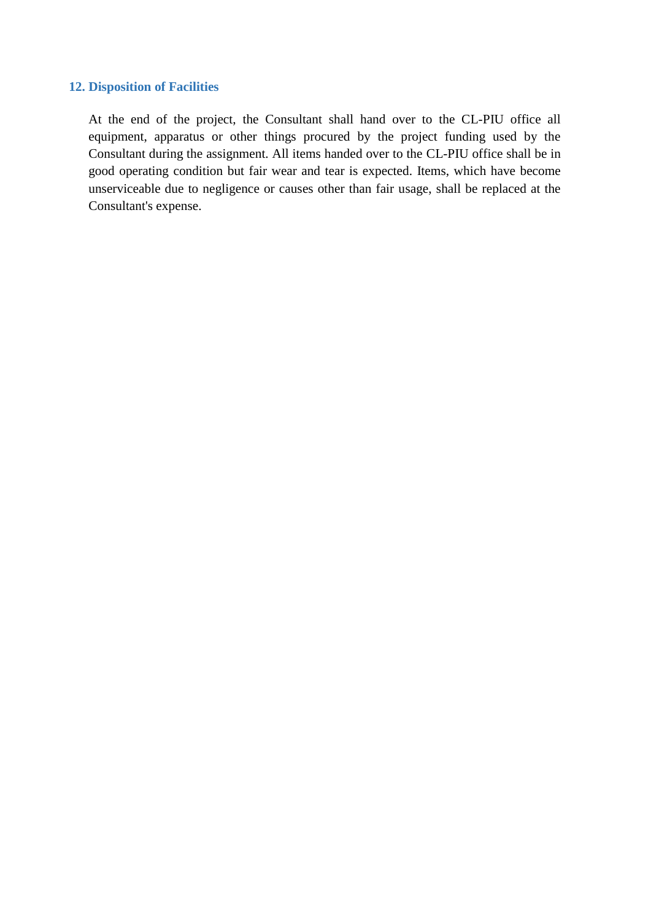## 12. Disposition of Facilities

At the end of the project, the Consultant shall hand over to the CL-PIU office all equipment, apparatus or other things procured by the project funding used by the Consultant during the assignment. All items handed over to the CL-PIU office shall be in good operating condition but fair wear and tear is expected. Items, which have become unserviceable due to negligence or causes other than fair usage, shall be replaced at the Consultant's expense.